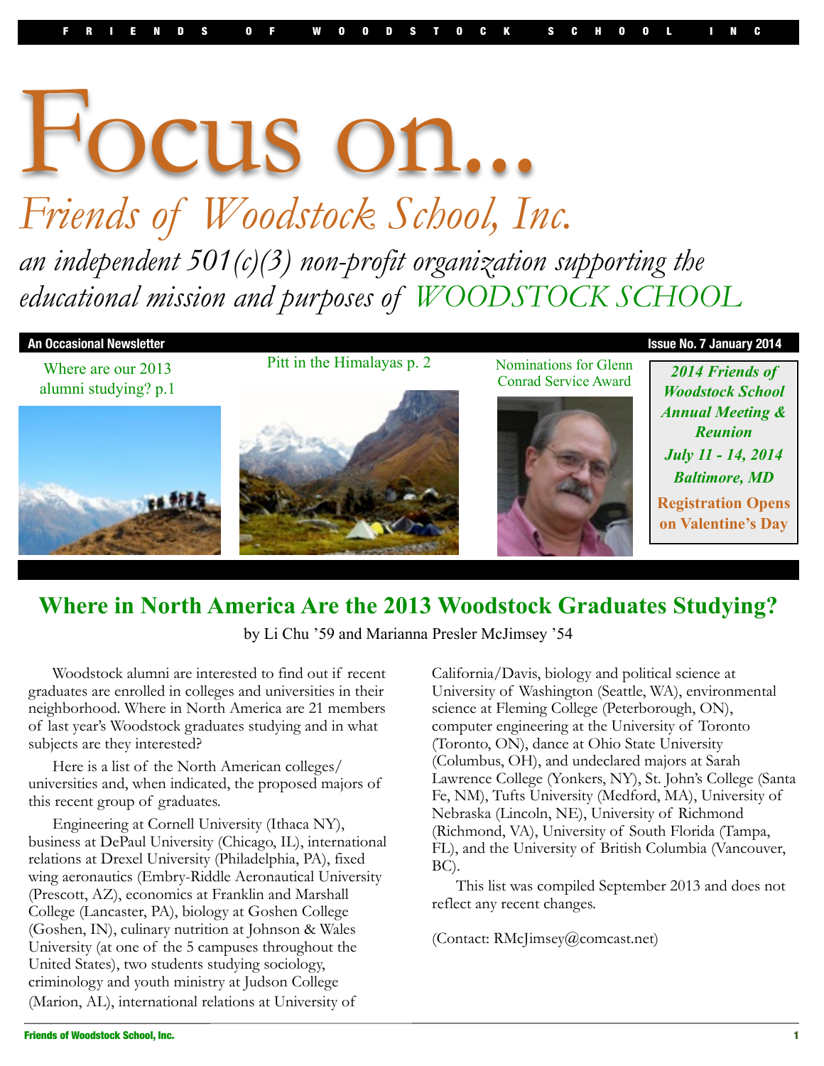FRIENDS OF WOODSTOCK SCHOOL INC

# Focus on...

## *Friends of Woodstock School, Inc.*

*an independent 501(c)(3) non-profit organization supporting the educational mission and purposes of WOODSTOCK SCHOOL*

**An Occasional Newsletter** — **Issue No. 7 January 2014**

Where are our 2013 alumni studying? p.1

Pitt in the Himalayas p. 2

Nominations for Glenn Conrad Service Award

***2014 Friends of Woodstock School Annual Meeting & Reunion***
***July 11 - 14, 2014***
***Baltimore, MD***
**Registration Opens on Valentine's Day**

## Where in North America Are the 2013 Woodstock Graduates Studying?

by Li Chu '59 and Marianna Presler McJimsey '54

Woodstock alumni are interested to find out if recent graduates are enrolled in colleges and universities in their neighborhood. Where in North America are 21 members of last year's Woodstock graduates studying and in what subjects are they interested?

Here is a list of the North American colleges/ universities and, when indicated, the proposed majors of this recent group of graduates.

Engineering at Cornell University (Ithaca NY), business at DePaul University (Chicago, IL), international relations at Drexel University (Philadelphia, PA), fixed wing aeronautics (Embry-Riddle Aeronautical University (Prescott, AZ), economics at Franklin and Marshall College (Lancaster, PA), biology at Goshen College (Goshen, IN), culinary nutrition at Johnson & Wales University (at one of the 5 campuses throughout the United States), two students studying sociology, criminology and youth ministry at Judson College (Marion, AL), international relations at University of California/Davis, biology and political science at University of Washington (Seattle, WA), environmental science at Fleming College (Peterborough, ON), computer engineering at the University of Toronto (Toronto, ON), dance at Ohio State University (Columbus, OH), and undeclared majors at Sarah Lawrence College (Yonkers, NY), St. John's College (Santa Fe, NM), Tufts University (Medford, MA), University of Nebraska (Lincoln, NE), University of Richmond (Richmond, VA), University of South Florida (Tampa, FL), and the University of British Columbia (Vancouver, BC).

This list was compiled September 2013 and does not reflect any recent changes.

(Contact: RMcJimsey@comcast.net)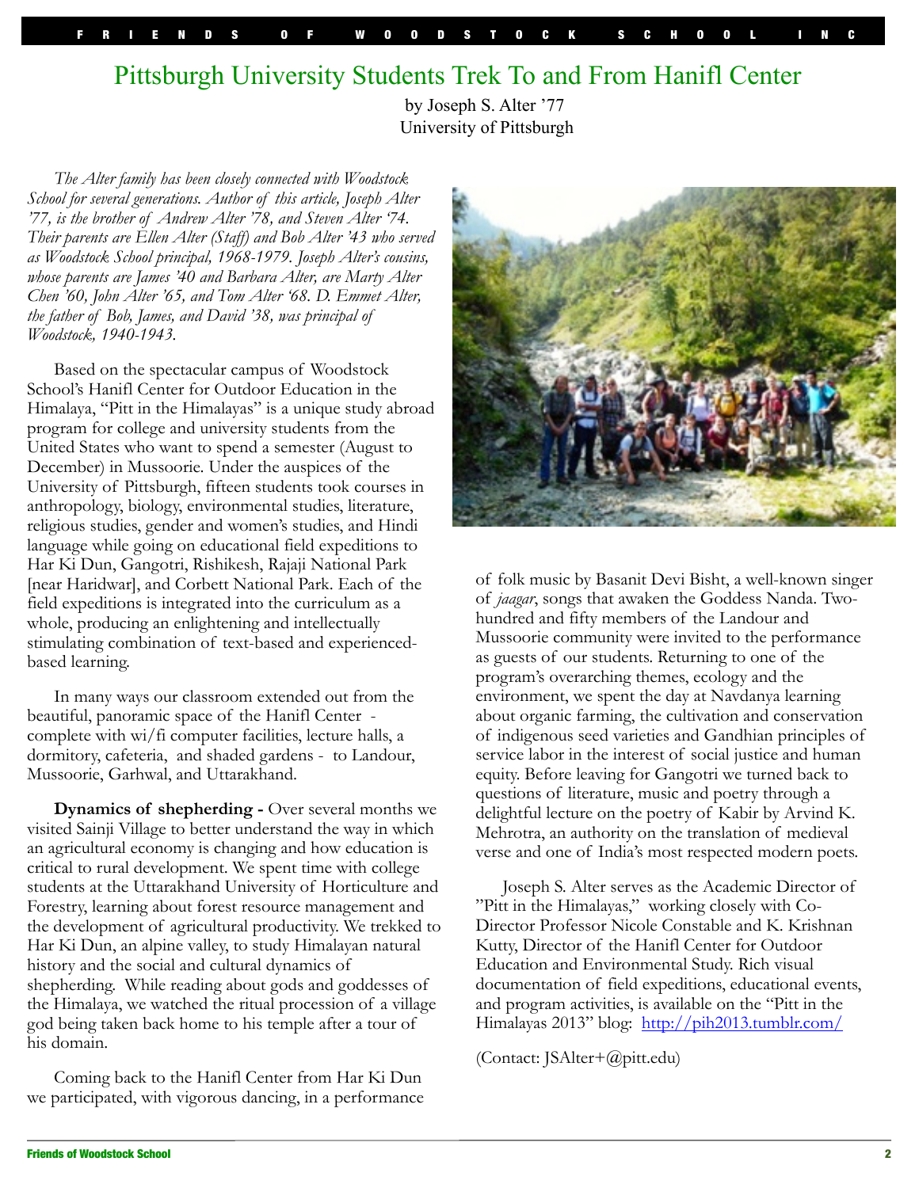# Pittsburgh University Students Trek To and From Hanifl Center

by Joseph S. Alter '77
University of Pittsburgh

*The Alter family has been closely connected with Woodstock School for several generations. Author of this article, Joseph Alter '77, is the brother of Andrew Alter '78, and Steven Alter '74. Their parents are Ellen Alter (Staff) and Bob Alter '43 who served as Woodstock School principal, 1968-1979. Joseph Alter's cousins, whose parents are James '40 and Barbara Alter, are Marty Alter Chen '60, John Alter '65, and Tom Alter '68. D. Emmet Alter, the father of Bob, James, and David '38, was principal of Woodstock, 1940-1943.*

Based on the spectacular campus of Woodstock School's Hanifl Center for Outdoor Education in the Himalaya, "Pitt in the Himalayas" is a unique study abroad program for college and university students from the United States who want to spend a semester (August to December) in Mussoorie. Under the auspices of the University of Pittsburgh, fifteen students took courses in anthropology, biology, environmental studies, literature, religious studies, gender and women's studies, and Hindi language while going on educational field expeditions to Har Ki Dun, Gangotri, Rishikesh, Rajaji National Park [near Haridwar], and Corbett National Park. Each of the field expeditions is integrated into the curriculum as a whole, producing an enlightening and intellectually stimulating combination of text-based and experienced-based learning.

In many ways our classroom extended out from the beautiful, panoramic space of the Hanifl Center - complete with wi/fi computer facilities, lecture halls, a dormitory, cafeteria, and shaded gardens - to Landour, Mussoorie, Garhwal, and Uttarakhand.

**Dynamics of shepherding -** Over several months we visited Sainji Village to better understand the way in which an agricultural economy is changing and how education is critical to rural development. We spent time with college students at the Uttarakhand University of Horticulture and Forestry, learning about forest resource management and the development of agricultural productivity. We trekked to Har Ki Dun, an alpine valley, to study Himalayan natural history and the social and cultural dynamics of shepherding. While reading about gods and goddesses of the Himalaya, we watched the ritual procession of a village god being taken back home to his temple after a tour of his domain.

Coming back to the Hanifl Center from Har Ki Dun we participated, with vigorous dancing, in a performance of folk music by Basanit Devi Bisht, a well-known singer of *jaagar*, songs that awaken the Goddess Nanda. Two-hundred and fifty members of the Landour and Mussoorie community were invited to the performance as guests of our students. Returning to one of the program's overarching themes, ecology and the environment, we spent the day at Navdanya learning about organic farming, the cultivation and conservation of indigenous seed varieties and Gandhian principles of service labor in the interest of social justice and human equity. Before leaving for Gangotri we turned back to questions of literature, music and poetry through a delightful lecture on the poetry of Kabir by Arvind K. Mehrotra, an authority on the translation of medieval verse and one of India's most respected modern poets.

Joseph S. Alter serves as the Academic Director of "Pitt in the Himalayas," working closely with Co-Director Professor Nicole Constable and K. Krishnan Kutty, Director of the Hanifl Center for Outdoor Education and Environmental Study. Rich visual documentation of field expeditions, educational events, and program activities, is available on the "Pitt in the Himalayas 2013" blog: http://pih2013.tumblr.com/

(Contact: JSAlter+@pitt.edu)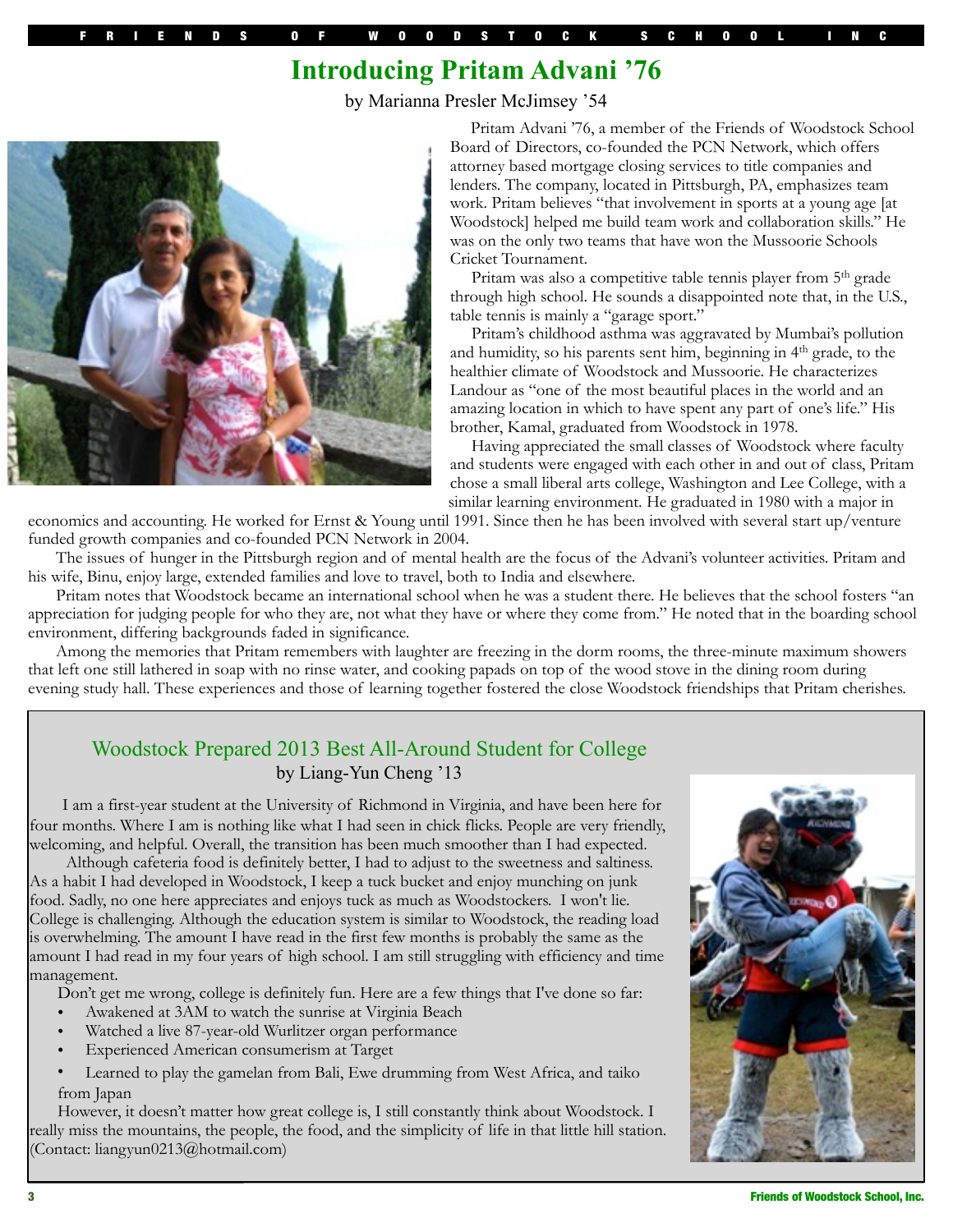# Introducing Pritam Advani '76

by Marianna Presler McJimsey '54

Pritam Advani '76, a member of the Friends of Woodstock School Board of Directors, co-founded the PCN Network, which offers attorney based mortgage closing services to title companies and lenders. The company, located in Pittsburgh, PA, emphasizes team work. Pritam believes "that involvement in sports at a young age [at Woodstock] helped me build team work and collaboration skills." He was on the only two teams that have won the Mussoorie Schools Cricket Tournament.

Pritam was also a competitive table tennis player from 5th grade through high school. He sounds a disappointed note that, in the U.S., table tennis is mainly a "garage sport."

Pritam's childhood asthma was aggravated by Mumbai's pollution and humidity, so his parents sent him, beginning in 4th grade, to the healthier climate of Woodstock and Mussoorie. He characterizes Landour as "one of the most beautiful places in the world and an amazing location in which to have spent any part of one's life." His brother, Kamal, graduated from Woodstock in 1978.

Having appreciated the small classes of Woodstock where faculty and students were engaged with each other in and out of class, Pritam chose a small liberal arts college, Washington and Lee College, with a similar learning environment. He graduated in 1980 with a major in economics and accounting. He worked for Ernst & Young until 1991. Since then he has been involved with several start up/venture funded growth companies and co-founded PCN Network in 2004.

The issues of hunger in the Pittsburgh region and of mental health are the focus of the Advani's volunteer activities. Pritam and his wife, Binu, enjoy large, extended families and love to travel, both to India and elsewhere.

Pritam notes that Woodstock became an international school when he was a student there. He believes that the school fosters "an appreciation for judging people for who they are, not what they have or where they come from." He noted that in the boarding school environment, differing backgrounds faded in significance.

Among the memories that Pritam remembers with laughter are freezing in the dorm rooms, the three-minute maximum showers that left one still lathered in soap with no rinse water, and cooking papads on top of the wood stove in the dining room during evening study hall. These experiences and those of learning together fostered the close Woodstock friendships that Pritam cherishes.

## Woodstock Prepared 2013 Best All-Around Student for College

by Liang-Yun Cheng '13

I am a first-year student at the University of Richmond in Virginia, and have been here for four months. Where I am is nothing like what I had seen in chick flicks. People are very friendly, welcoming, and helpful. Overall, the transition has been much smoother than I had expected.

Although cafeteria food is definitely better, I had to adjust to the sweetness and saltiness. As a habit I had developed in Woodstock, I keep a tuck bucket and enjoy munching on junk food. Sadly, no one here appreciates and enjoys tuck as much as Woodstockers. I won't lie. College is challenging. Although the education system is similar to Woodstock, the reading load is overwhelming. The amount I have read in the first few months is probably the same as the amount I had read in my four years of high school. I am still struggling with efficiency and time management.

Don't get me wrong, college is definitely fun. Here are a few things that I've done so far:

- Awakened at 3AM to watch the sunrise at Virginia Beach
- Watched a live 87-year-old Wurlitzer organ performance
- Experienced American consumerism at Target
- Learned to play the gamelan from Bali, Ewe drumming from West Africa, and taiko from Japan

However, it doesn't matter how great college is, I still constantly think about Woodstock. I really miss the mountains, the people, the food, and the simplicity of life in that little hill station. (Contact: liangyun0213@hotmail.com)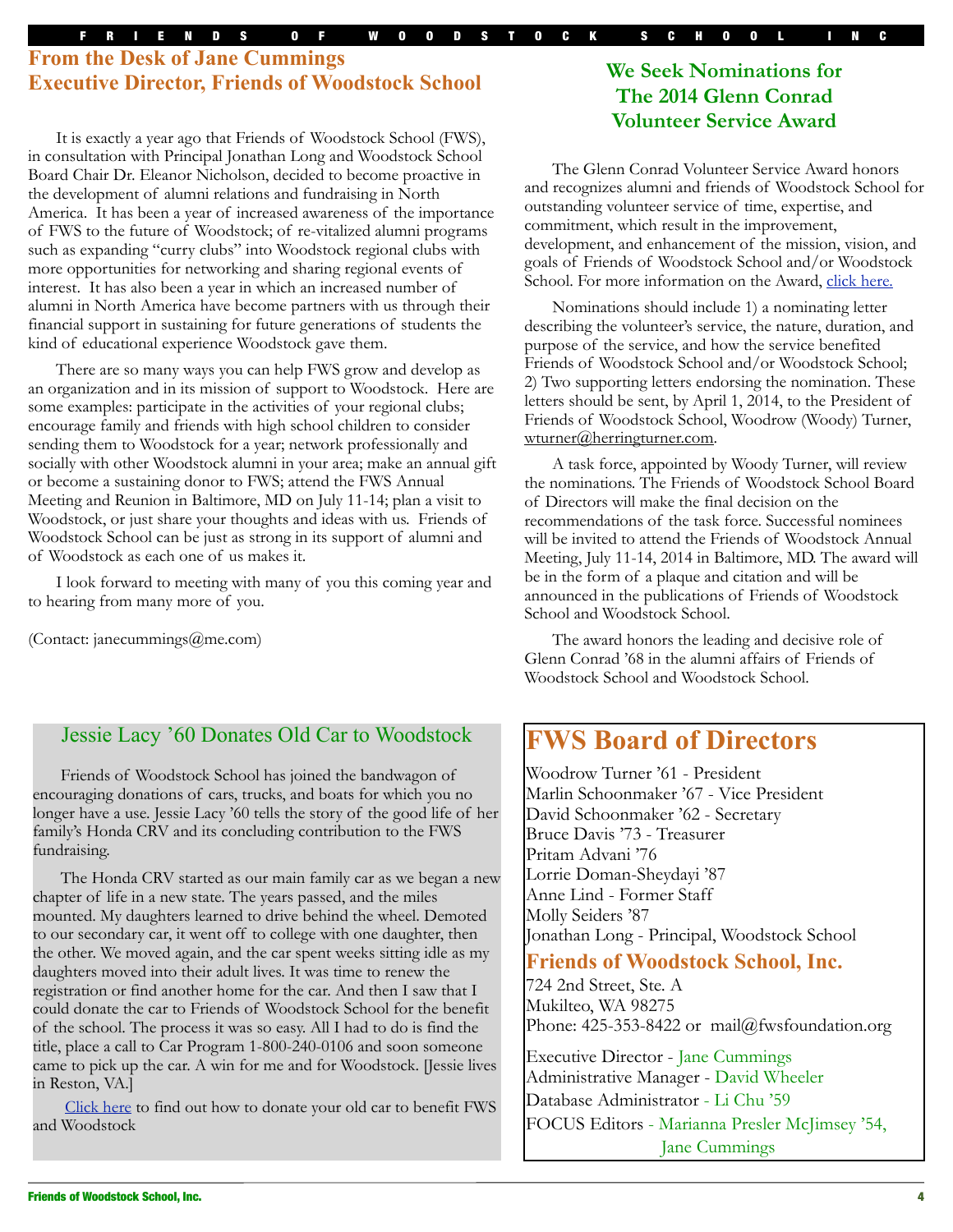## From the Desk of Jane Cummings
## Executive Director, Friends of Woodstock School

It is exactly a year ago that Friends of Woodstock School (FWS), in consultation with Principal Jonathan Long and Woodstock School Board Chair Dr. Eleanor Nicholson, decided to become proactive in the development of alumni relations and fundraising in North America. It has been a year of increased awareness of the importance of FWS to the future of Woodstock; of re-vitalized alumni programs such as expanding "curry clubs" into Woodstock regional clubs with more opportunities for networking and sharing regional events of interest. It has also been a year in which an increased number of alumni in North America have become partners with us through their financial support in sustaining for future generations of students the kind of educational experience Woodstock gave them.

There are so many ways you can help FWS grow and develop as an organization and in its mission of support to Woodstock. Here are some examples: participate in the activities of your regional clubs; encourage family and friends with high school children to consider sending them to Woodstock for a year; network professionally and socially with other Woodstock alumni in your area; make an annual gift or become a sustaining donor to FWS; attend the FWS Annual Meeting and Reunion in Baltimore, MD on July 11-14; plan a visit to Woodstock, or just share your thoughts and ideas with us. Friends of Woodstock School can be just as strong in its support of alumni and of Woodstock as each one of us makes it.

I look forward to meeting with many of you this coming year and to hearing from many more of you.

(Contact: janecummings@me.com)

## We Seek Nominations for The 2014 Glenn Conrad Volunteer Service Award

The Glenn Conrad Volunteer Service Award honors and recognizes alumni and friends of Woodstock School for outstanding volunteer service of time, expertise, and commitment, which result in the improvement, development, and enhancement of the mission, vision, and goals of Friends of Woodstock School and/or Woodstock School. For more information on the Award, click here.

Nominations should include 1) a nominating letter describing the volunteer's service, the nature, duration, and purpose of the service, and how the service benefited Friends of Woodstock School and/or Woodstock School; 2) Two supporting letters endorsing the nomination. These letters should be sent, by April 1, 2014, to the President of Friends of Woodstock School, Woodrow (Woody) Turner, wturner@herringturner.com.

A task force, appointed by Woody Turner, will review the nominations. The Friends of Woodstock School Board of Directors will make the final decision on the recommendations of the task force. Successful nominees will be invited to attend the Friends of Woodstock Annual Meeting, July 11-14, 2014 in Baltimore, MD. The award will be in the form of a plaque and citation and will be announced in the publications of Friends of Woodstock School and Woodstock School.

The award honors the leading and decisive role of Glenn Conrad '68 in the alumni affairs of Friends of Woodstock School and Woodstock School.

## Jessie Lacy '60 Donates Old Car to Woodstock

Friends of Woodstock School has joined the bandwagon of encouraging donations of cars, trucks, and boats for which you no longer have a use. Jessie Lacy '60 tells the story of the good life of her family's Honda CRV and its concluding contribution to the FWS fundraising.

The Honda CRV started as our main family car as we began a new chapter of life in a new state. The years passed, and the miles mounted. My daughters learned to drive behind the wheel. Demoted to our secondary car, it went off to college with one daughter, then the other. We moved again, and the car spent weeks sitting idle as my daughters moved into their adult lives. It was time to renew the registration or find another home for the car. And then I saw that I could donate the car to Friends of Woodstock School for the benefit of the school. The process it was so easy. All I had to do is find the title, place a call to Car Program 1-800-240-0106 and soon someone came to pick up the car. A win for me and for Woodstock. [Jessie lives in Reston, VA.]

Click here to find out how to donate your old car to benefit FWS and Woodstock

## FWS Board of Directors

Woodrow Turner '61 - President
Marlin Schoonmaker '67 - Vice President
David Schoonmaker '62 - Secretary
Bruce Davis '73 - Treasurer
Pritam Advani '76
Lorrie Doman-Sheydayi '87
Anne Lind - Former Staff
Molly Seiders '87
Jonathan Long - Principal, Woodstock School

### Friends of Woodstock School, Inc.

724 2nd Street, Ste. A
Mukilteo, WA 98275
Phone: 425-353-8422 or mail@fwsfoundation.org

Executive Director - Jane Cummings
Administrative Manager - David Wheeler
Database Administrator - Li Chu '59
FOCUS Editors - Marianna Presler McJimsey '54, Jane Cummings